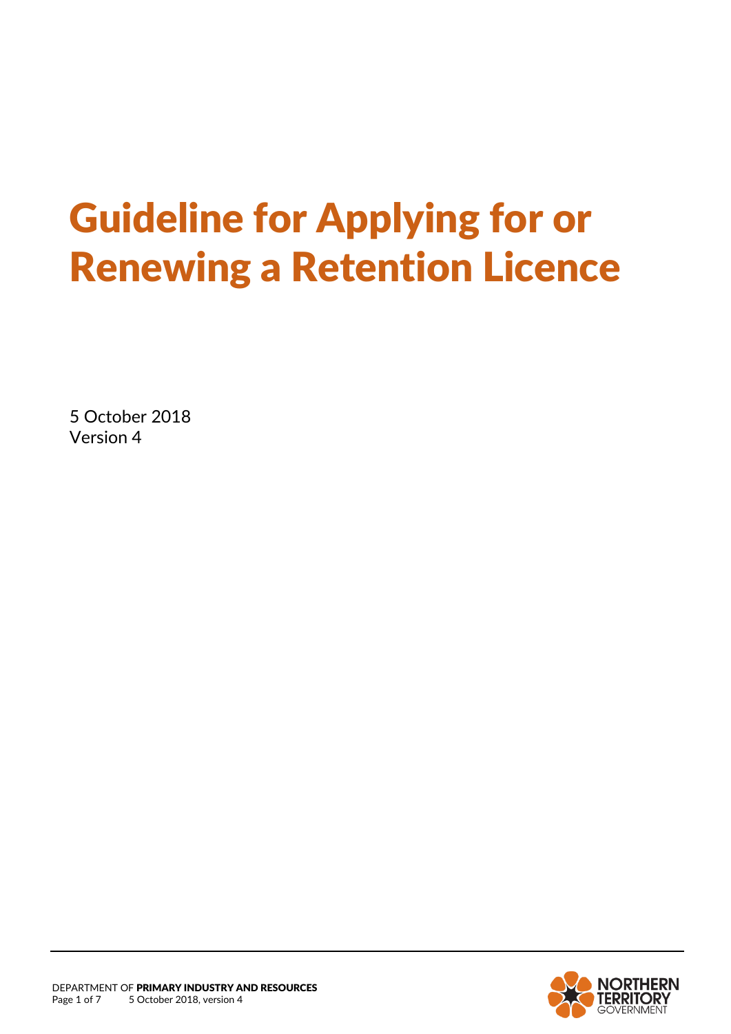# Guideline for Applying for or Renewing a Retention Licence

5 October 2018
Version 4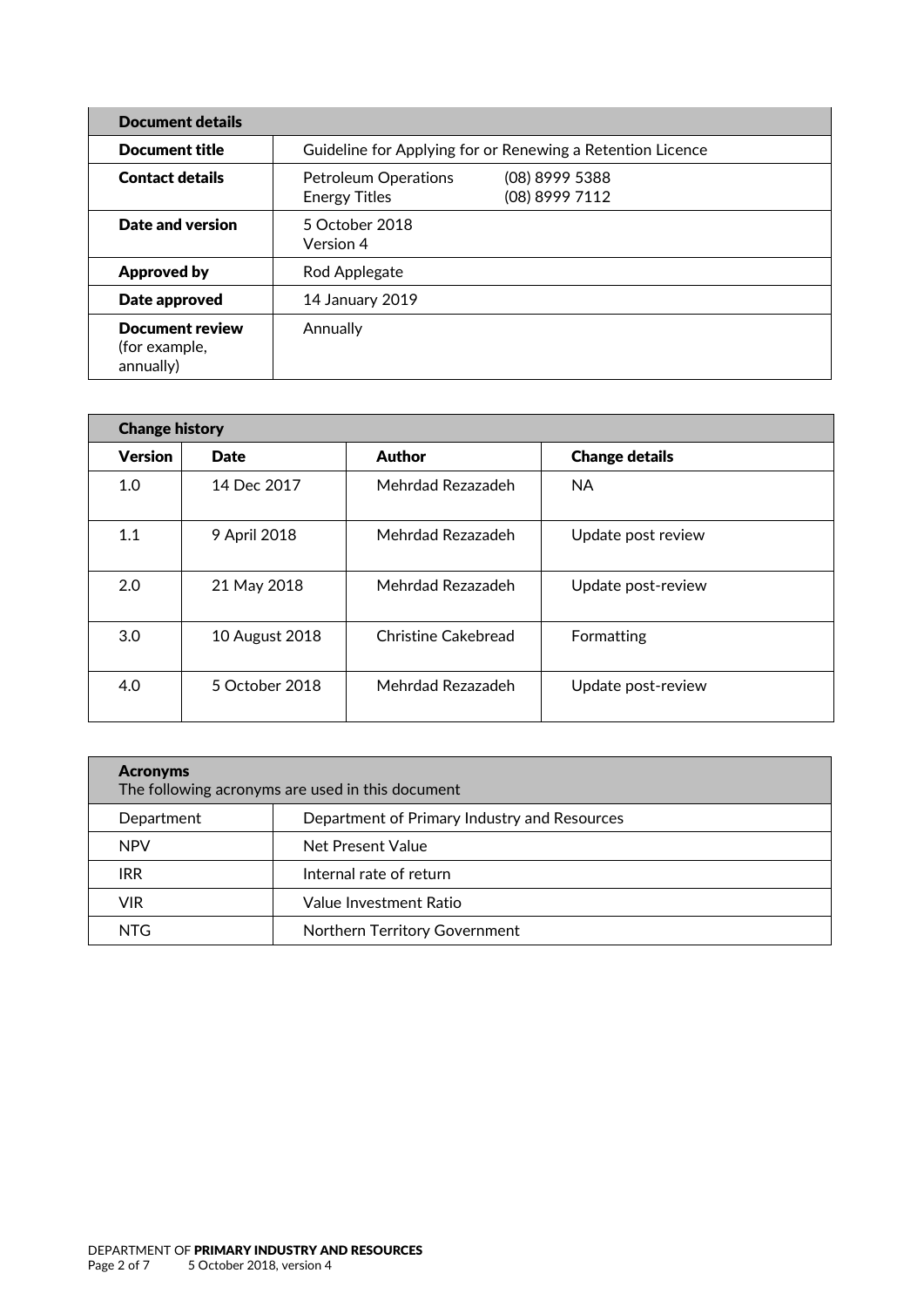| Document details | |
|---|---|
| **Document title** | Guideline for Applying for or Renewing a Retention Licence |
| **Contact details** | Petroleum Operations (08) 8999 5388<br>Energy Titles (08) 8999 7112 |
| **Date and version** | 5 October 2018<br>Version 4 |
| **Approved by** | Rod Applegate |
| **Date approved** | 14 January 2019 |
| **Document review** (for example, annually) | Annually |

| Change history | | | |
|---|---|---|---|
| **Version** | **Date** | **Author** | **Change details** |
| 1.0 | 14 Dec 2017 | Mehrdad Rezazadeh | NA |
| 1.1 | 9 April 2018 | Mehrdad Rezazadeh | Update post review |
| 2.0 | 21 May 2018 | Mehrdad Rezazadeh | Update post-review |
| 3.0 | 10 August 2018 | Christine Cakebread | Formatting |
| 4.0 | 5 October 2018 | Mehrdad Rezazadeh | Update post-review |

| **Acronyms**<br>The following acronyms are used in this document | |
|---|---|
| Department | Department of Primary Industry and Resources |
| NPV | Net Present Value |
| IRR | Internal rate of return |
| VIR | Value Investment Ratio |
| NTG | Northern Territory Government |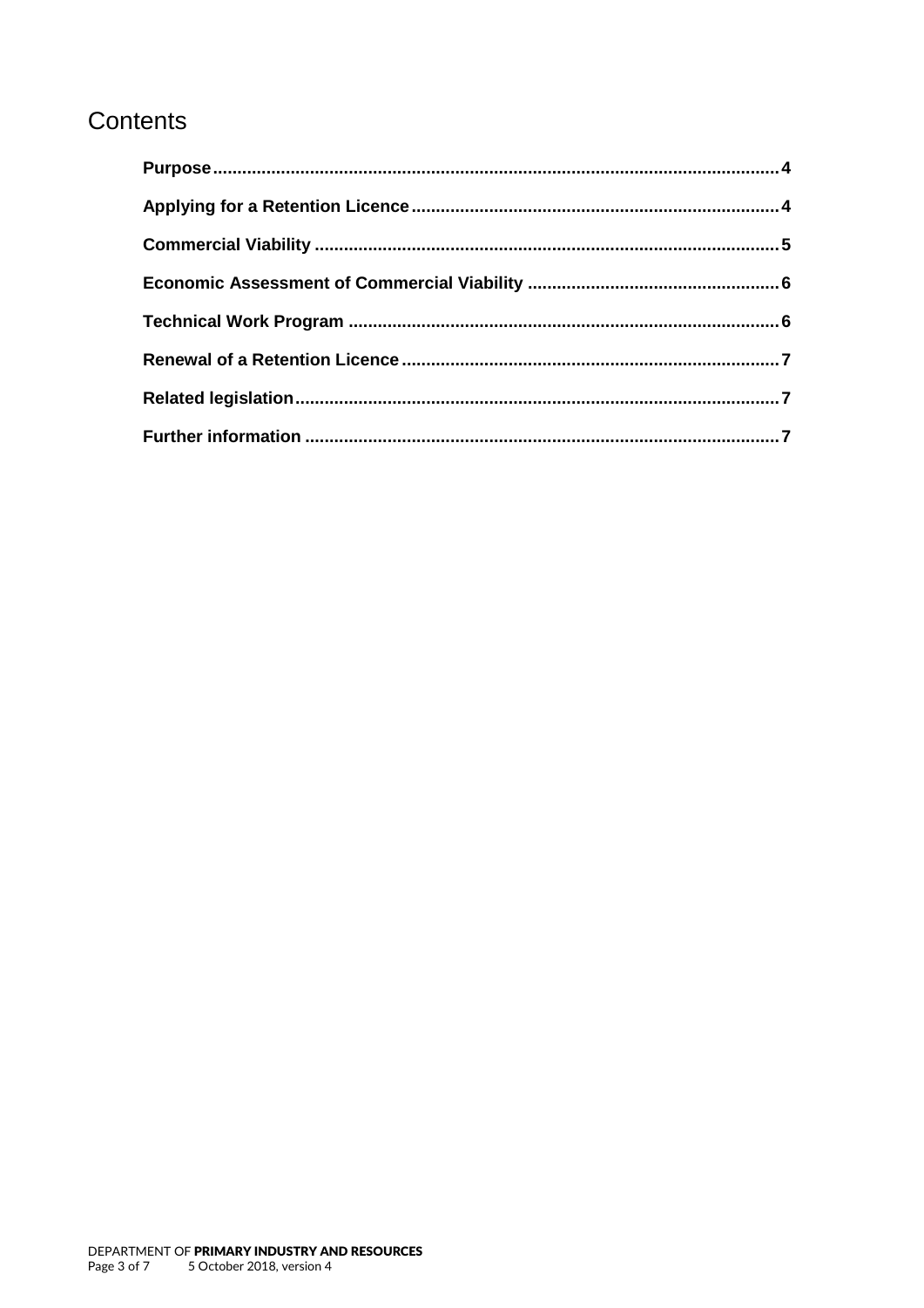# Contents

- **Purpose** ..... 4
- **Applying for a Retention Licence** ..... 4
- **Commercial Viability** ..... 5
- **Economic Assessment of Commercial Viability** ..... 6
- **Technical Work Program** ..... 6
- **Renewal of a Retention Licence** ..... 7
- **Related legislation** ..... 7
- **Further information** ..... 7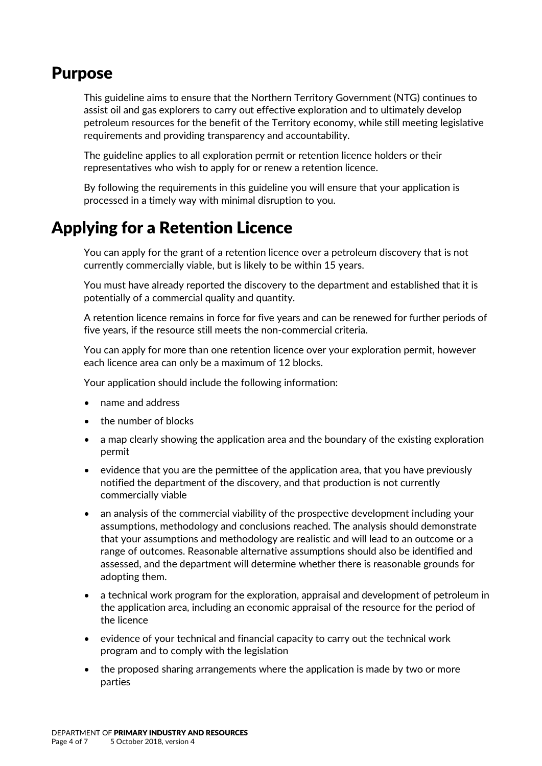# Purpose

This guideline aims to ensure that the Northern Territory Government (NTG) continues to assist oil and gas explorers to carry out effective exploration and to ultimately develop petroleum resources for the benefit of the Territory economy, while still meeting legislative requirements and providing transparency and accountability.

The guideline applies to all exploration permit or retention licence holders or their representatives who wish to apply for or renew a retention licence.

By following the requirements in this guideline you will ensure that your application is processed in a timely way with minimal disruption to you.

# Applying for a Retention Licence

You can apply for the grant of a retention licence over a petroleum discovery that is not currently commercially viable, but is likely to be within 15 years.

You must have already reported the discovery to the department and established that it is potentially of a commercial quality and quantity.

A retention licence remains in force for five years and can be renewed for further periods of five years, if the resource still meets the non-commercial criteria.

You can apply for more than one retention licence over your exploration permit, however each licence area can only be a maximum of 12 blocks.

Your application should include the following information:

- name and address
- the number of blocks
- a map clearly showing the application area and the boundary of the existing exploration permit
- evidence that you are the permittee of the application area, that you have previously notified the department of the discovery, and that production is not currently commercially viable
- an analysis of the commercial viability of the prospective development including your assumptions, methodology and conclusions reached. The analysis should demonstrate that your assumptions and methodology are realistic and will lead to an outcome or a range of outcomes. Reasonable alternative assumptions should also be identified and assessed, and the department will determine whether there is reasonable grounds for adopting them.
- a technical work program for the exploration, appraisal and development of petroleum in the application area, including an economic appraisal of the resource for the period of the licence
- evidence of your technical and financial capacity to carry out the technical work program and to comply with the legislation
- the proposed sharing arrangements where the application is made by two or more parties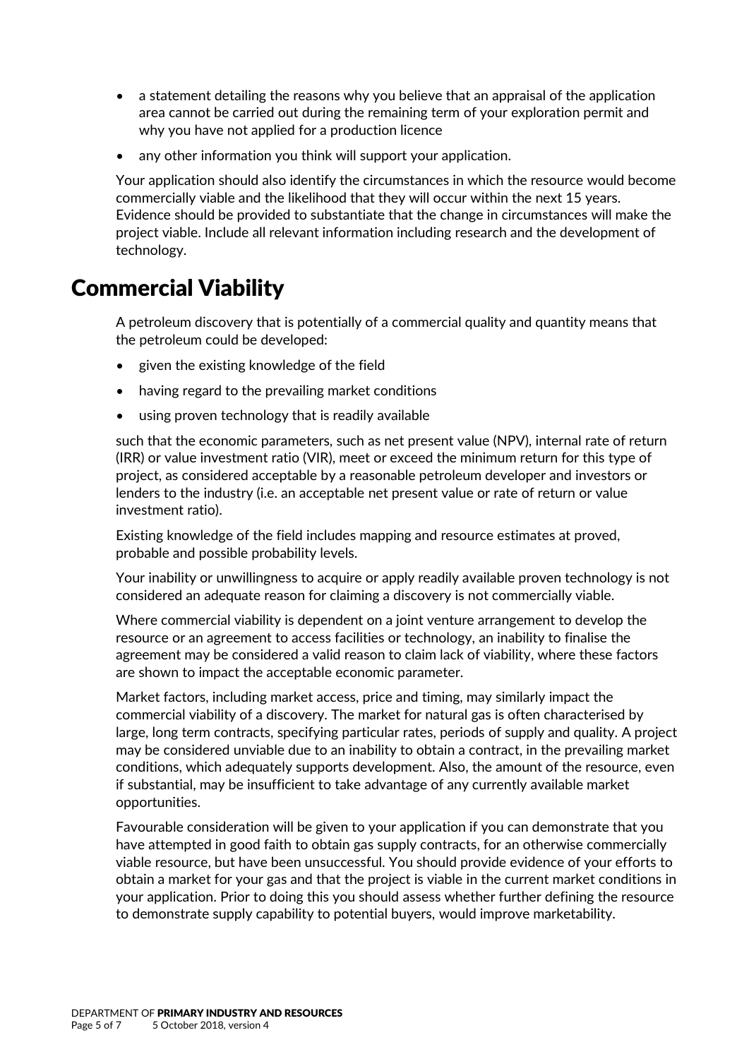- a statement detailing the reasons why you believe that an appraisal of the application area cannot be carried out during the remaining term of your exploration permit and why you have not applied for a production licence
- any other information you think will support your application.

Your application should also identify the circumstances in which the resource would become commercially viable and the likelihood that they will occur within the next 15 years. Evidence should be provided to substantiate that the change in circumstances will make the project viable. Include all relevant information including research and the development of technology.

# Commercial Viability

A petroleum discovery that is potentially of a commercial quality and quantity means that the petroleum could be developed:

- given the existing knowledge of the field
- having regard to the prevailing market conditions
- using proven technology that is readily available

such that the economic parameters, such as net present value (NPV), internal rate of return (IRR) or value investment ratio (VIR), meet or exceed the minimum return for this type of project, as considered acceptable by a reasonable petroleum developer and investors or lenders to the industry (i.e. an acceptable net present value or rate of return or value investment ratio).

Existing knowledge of the field includes mapping and resource estimates at proved, probable and possible probability levels.

Your inability or unwillingness to acquire or apply readily available proven technology is not considered an adequate reason for claiming a discovery is not commercially viable.

Where commercial viability is dependent on a joint venture arrangement to develop the resource or an agreement to access facilities or technology, an inability to finalise the agreement may be considered a valid reason to claim lack of viability, where these factors are shown to impact the acceptable economic parameter.

Market factors, including market access, price and timing, may similarly impact the commercial viability of a discovery. The market for natural gas is often characterised by large, long term contracts, specifying particular rates, periods of supply and quality. A project may be considered unviable due to an inability to obtain a contract, in the prevailing market conditions, which adequately supports development. Also, the amount of the resource, even if substantial, may be insufficient to take advantage of any currently available market opportunities.

Favourable consideration will be given to your application if you can demonstrate that you have attempted in good faith to obtain gas supply contracts, for an otherwise commercially viable resource, but have been unsuccessful. You should provide evidence of your efforts to obtain a market for your gas and that the project is viable in the current market conditions in your application. Prior to doing this you should assess whether further defining the resource to demonstrate supply capability to potential buyers, would improve marketability.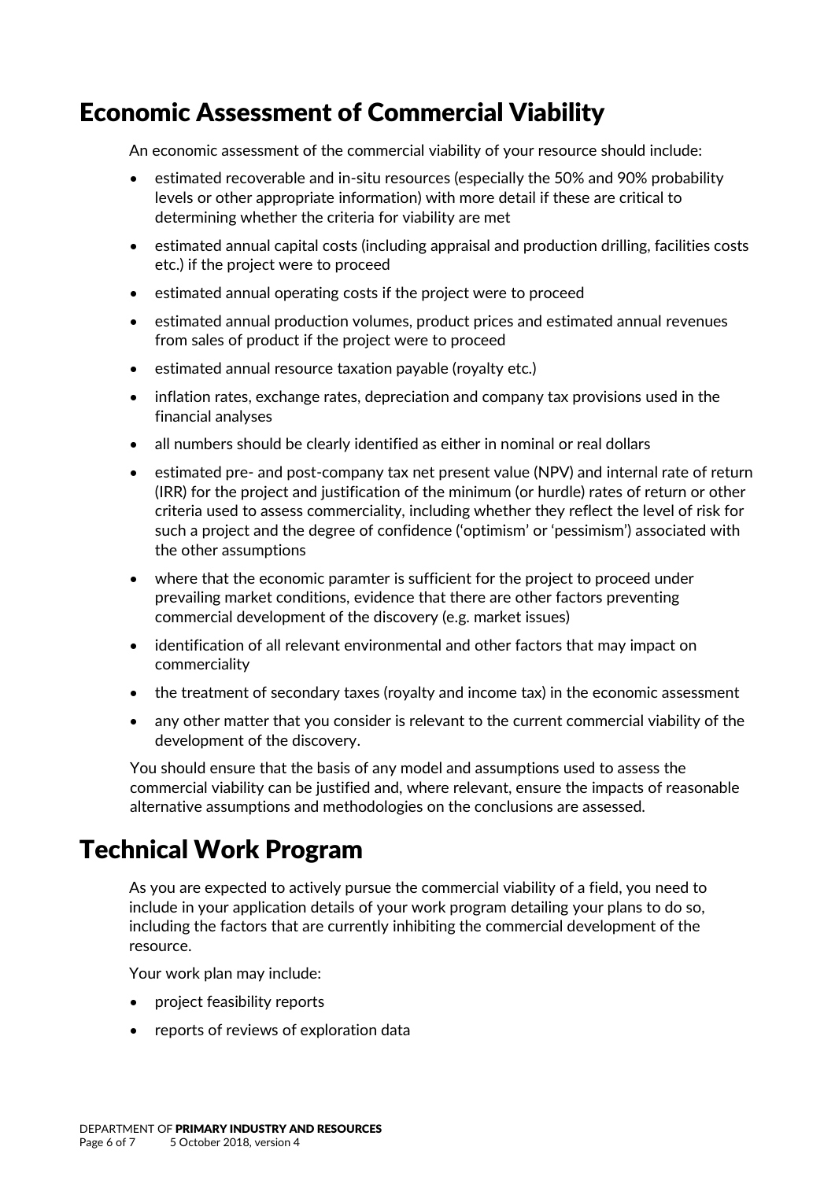## Economic Assessment of Commercial Viability

An economic assessment of the commercial viability of your resource should include:

- estimated recoverable and in-situ resources (especially the 50% and 90% probability levels or other appropriate information) with more detail if these are critical to determining whether the criteria for viability are met
- estimated annual capital costs (including appraisal and production drilling, facilities costs etc.) if the project were to proceed
- estimated annual operating costs if the project were to proceed
- estimated annual production volumes, product prices and estimated annual revenues from sales of product if the project were to proceed
- estimated annual resource taxation payable (royalty etc.)
- inflation rates, exchange rates, depreciation and company tax provisions used in the financial analyses
- all numbers should be clearly identified as either in nominal or real dollars
- estimated pre- and post-company tax net present value (NPV) and internal rate of return (IRR) for the project and justification of the minimum (or hurdle) rates of return or other criteria used to assess commerciality, including whether they reflect the level of risk for such a project and the degree of confidence ('optimism' or 'pessimism') associated with the other assumptions
- where that the economic paramter is sufficient for the project to proceed under prevailing market conditions, evidence that there are other factors preventing commercial development of the discovery (e.g. market issues)
- identification of all relevant environmental and other factors that may impact on commerciality
- the treatment of secondary taxes (royalty and income tax) in the economic assessment
- any other matter that you consider is relevant to the current commercial viability of the development of the discovery.

You should ensure that the basis of any model and assumptions used to assess the commercial viability can be justified and, where relevant, ensure the impacts of reasonable alternative assumptions and methodologies on the conclusions are assessed.

## Technical Work Program

As you are expected to actively pursue the commercial viability of a field, you need to include in your application details of your work program detailing your plans to do so, including the factors that are currently inhibiting the commercial development of the resource.

Your work plan may include:

- project feasibility reports
- reports of reviews of exploration data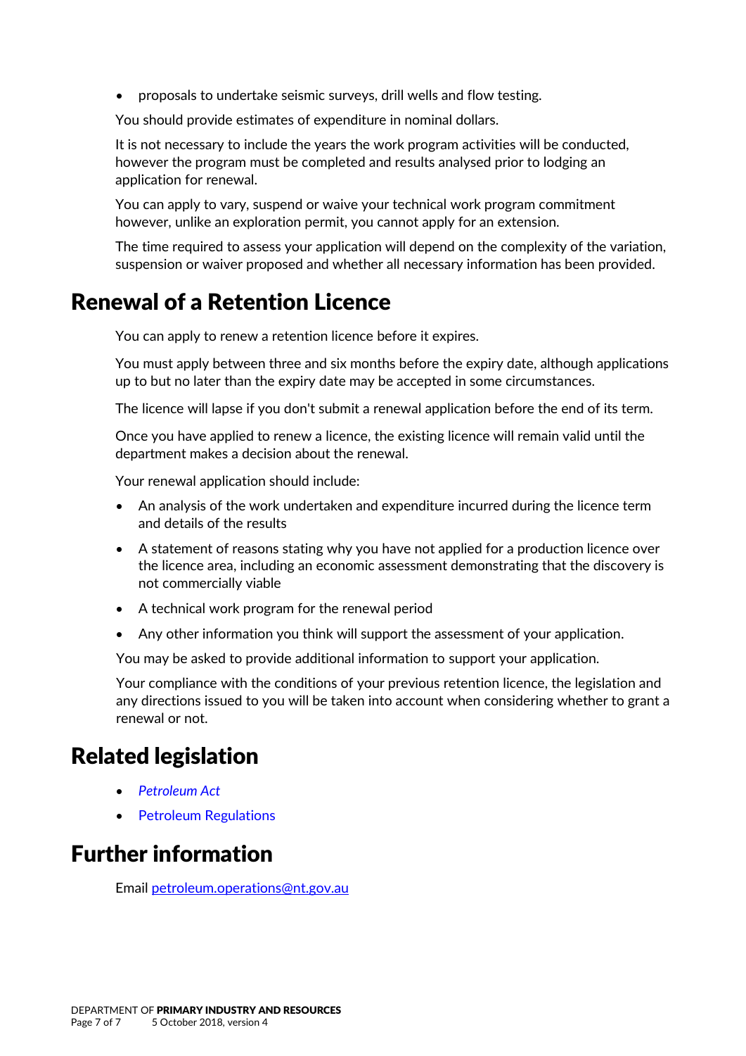- proposals to undertake seismic surveys, drill wells and flow testing.

You should provide estimates of expenditure in nominal dollars.

It is not necessary to include the years the work program activities will be conducted, however the program must be completed and results analysed prior to lodging an application for renewal.

You can apply to vary, suspend or waive your technical work program commitment however, unlike an exploration permit, you cannot apply for an extension.

The time required to assess your application will depend on the complexity of the variation, suspension or waiver proposed and whether all necessary information has been provided.

# Renewal of a Retention Licence

You can apply to renew a retention licence before it expires.

You must apply between three and six months before the expiry date, although applications up to but no later than the expiry date may be accepted in some circumstances.

The licence will lapse if you don't submit a renewal application before the end of its term.

Once you have applied to renew a licence, the existing licence will remain valid until the department makes a decision about the renewal.

Your renewal application should include:

- An analysis of the work undertaken and expenditure incurred during the licence term and details of the results
- A statement of reasons stating why you have not applied for a production licence over the licence area, including an economic assessment demonstrating that the discovery is not commercially viable
- A technical work program for the renewal period
- Any other information you think will support the assessment of your application.

You may be asked to provide additional information to support your application.

Your compliance with the conditions of your previous retention licence, the legislation and any directions issued to you will be taken into account when considering whether to grant a renewal or not.

# Related legislation

- *Petroleum Act*
- Petroleum Regulations

# Further information

Email petroleum.operations@nt.gov.au